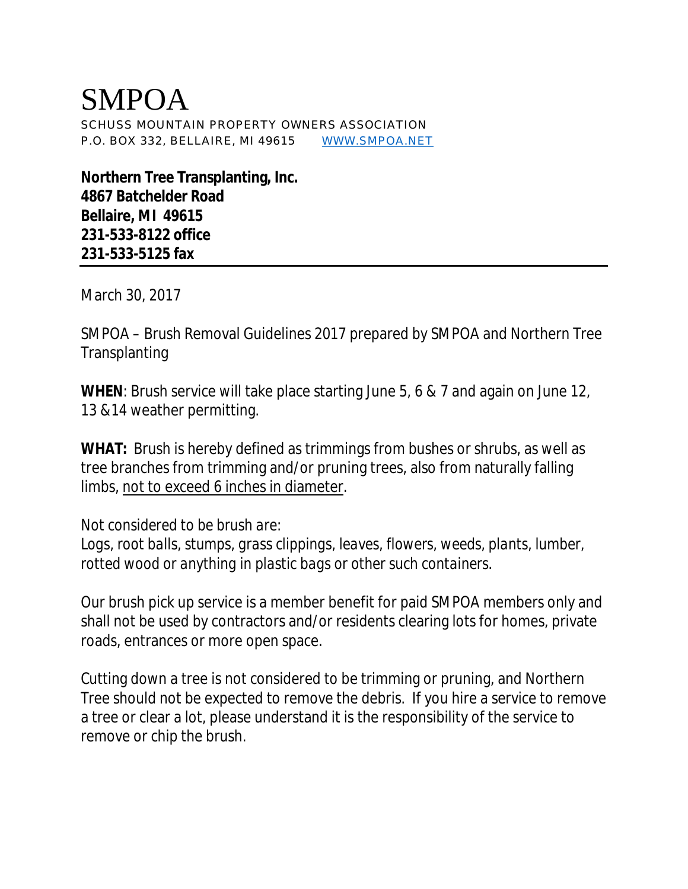# SMPOA

SCHUSS MOUNTAIN PROPERTY OWNERS ASSOCIATION
P.O. BOX 332, BELLAIRE, MI 49615 WWW.SMPOA.NET

**Northern Tree Transplanting, Inc.**
**4867 Batchelder Road**
**Bellaire, MI 49615**
**231-533-8122 office**
**231-533-5125 fax**

---

March 30, 2017

SMPOA – Brush Removal Guidelines 2017 prepared by SMPOA and Northern Tree Transplanting

**WHEN**: Brush service will take place starting June 5, 6 & 7 and again on June 12, 13 &14 weather permitting.

**WHAT:** Brush is hereby defined as trimmings from bushes or shrubs, as well as tree branches from trimming and/or pruning trees, also from naturally falling limbs, <u>not to exceed 6 inches in diameter</u>.

*Not considered to be brush are:*
*Logs, root balls, stumps, grass clippings, leaves, flowers, weeds, plants, lumber, rotted wood or anything in plastic bags or other such containers.*

Our brush pick up service is a member benefit for paid SMPOA members only and shall not be used by contractors and/or residents clearing lots for homes, private roads, entrances or more open space.

Cutting down a tree is not considered to be trimming or pruning, and Northern Tree should not be expected to remove the debris. If you hire a service to remove a tree or clear a lot, please understand it is the responsibility of the service to remove or chip the brush.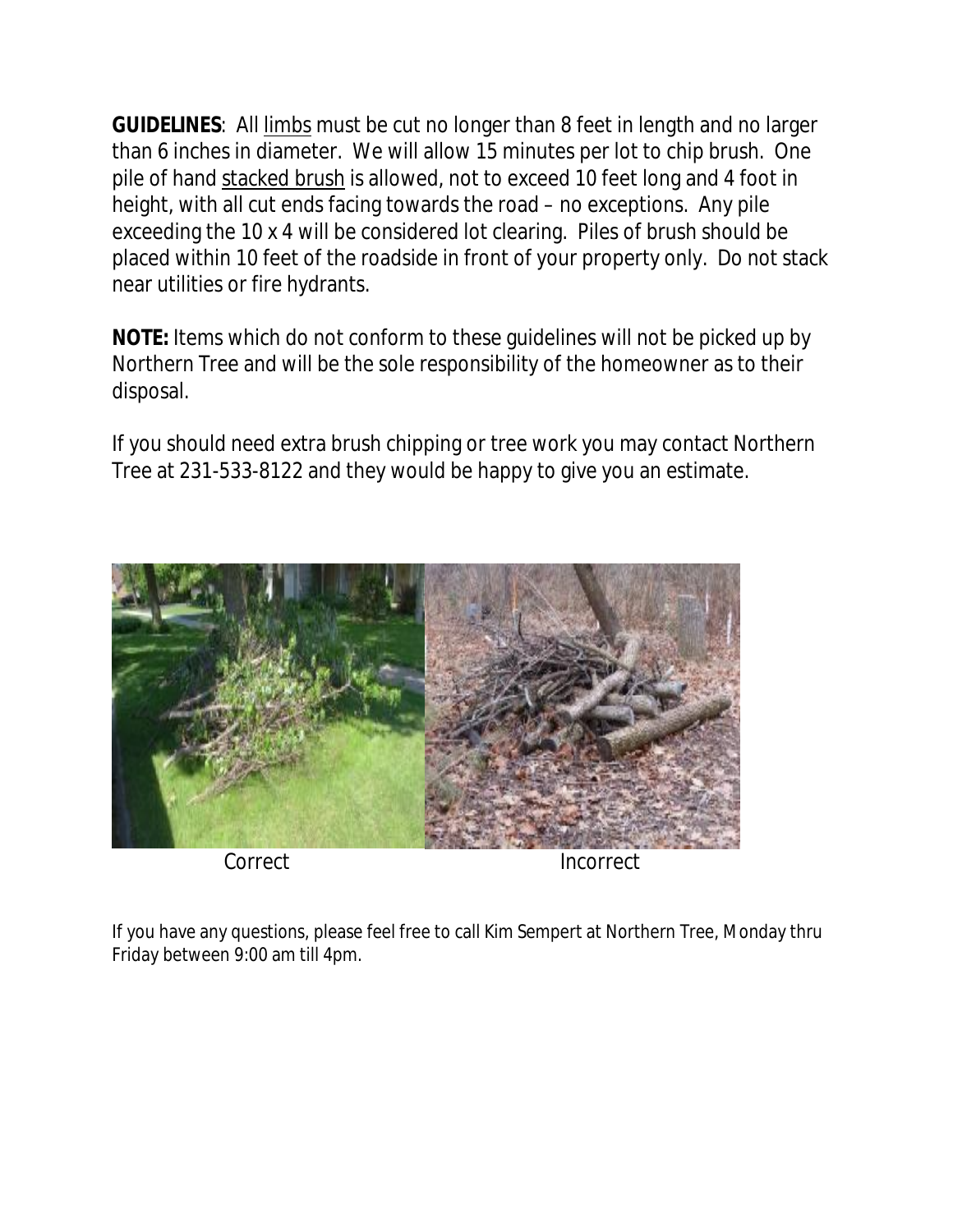**GUIDELINES**: All limbs must be cut no longer than 8 feet in length and no larger than 6 inches in diameter. We will allow 15 minutes per lot to chip brush. One pile of hand stacked brush is allowed, not to exceed 10 feet long and 4 foot in height, with all cut ends facing towards the road – no exceptions. Any pile exceeding the 10 x 4 will be considered lot clearing. Piles of brush should be placed within 10 feet of the roadside in front of your property only. Do not stack near utilities or fire hydrants.

**NOTE:** Items which do not conform to these guidelines will not be picked up by Northern Tree and will be the sole responsibility of the homeowner as to their disposal.

If you should need extra brush chipping or tree work you may contact Northern Tree at 231-533-8122 and they would be happy to give you an estimate.

Correct Incorrect

If you have any questions, please feel free to call Kim Sempert at Northern Tree, Monday thru Friday between 9:00 am till 4pm.